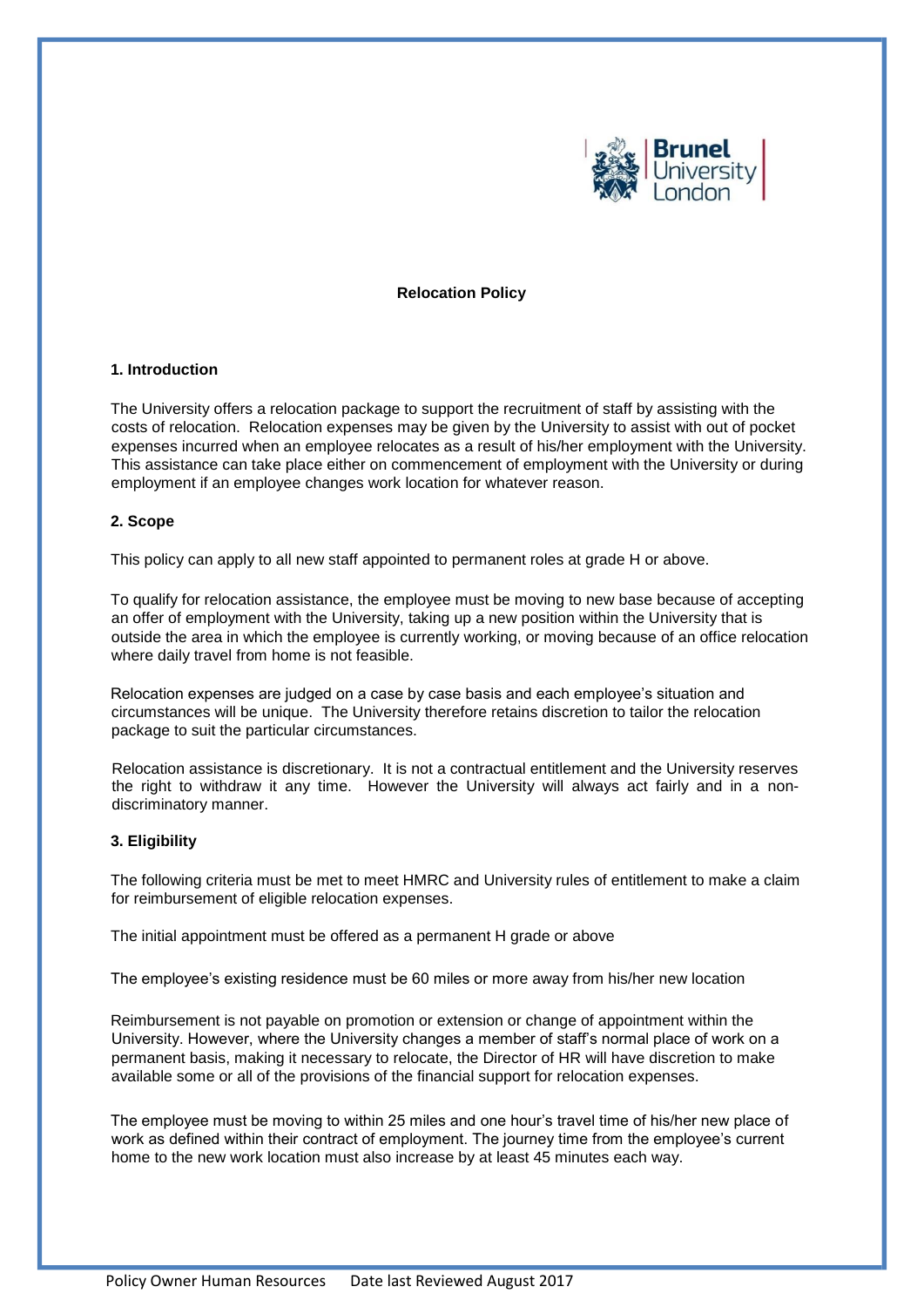# Relocation Policy

## 1. Introduction

The University offers a relocation package to support the recruitment of staff by assisting with the costs of relocation. Relocation expenses may be given by the University to assist with out of pocket expenses incurred when an employee relocates as a result of his/her employment with the University. This assistance can take place either on commencement of employment with the University or during employment if an employee changes work location for whatever reason.

## 2. Scope

This policy can apply to all new staff appointed to permanent roles at grade H or above.

To qualify for relocation assistance, the employee must be moving to new base because of accepting an offer of employment with the University, taking up a new position within the University that is outside the area in which the employee is currently working, or moving because of an office relocation where daily travel from home is not feasible.

Relocation expenses are judged on a case by case basis and each employee's situation and circumstances will be unique. The University therefore retains discretion to tailor the relocation package to suit the particular circumstances.

Relocation assistance is discretionary. It is not a contractual entitlement and the University reserves the right to withdraw it any time. However the University will always act fairly and in a non-discriminatory manner.

## 3. Eligibility

The following criteria must be met to meet HMRC and University rules of entitlement to make a claim for reimbursement of eligible relocation expenses.

The initial appointment must be offered as a permanent H grade or above

The employee's existing residence must be 60 miles or more away from his/her new location

Reimbursement is not payable on promotion or extension or change of appointment within the University. However, where the University changes a member of staff's normal place of work on a permanent basis, making it necessary to relocate, the Director of HR will have discretion to make available some or all of the provisions of the financial support for relocation expenses.

The employee must be moving to within 25 miles and one hour's travel time of his/her new place of work as defined within their contract of employment. The journey time from the employee's current home to the new work location must also increase by at least 45 minutes each way.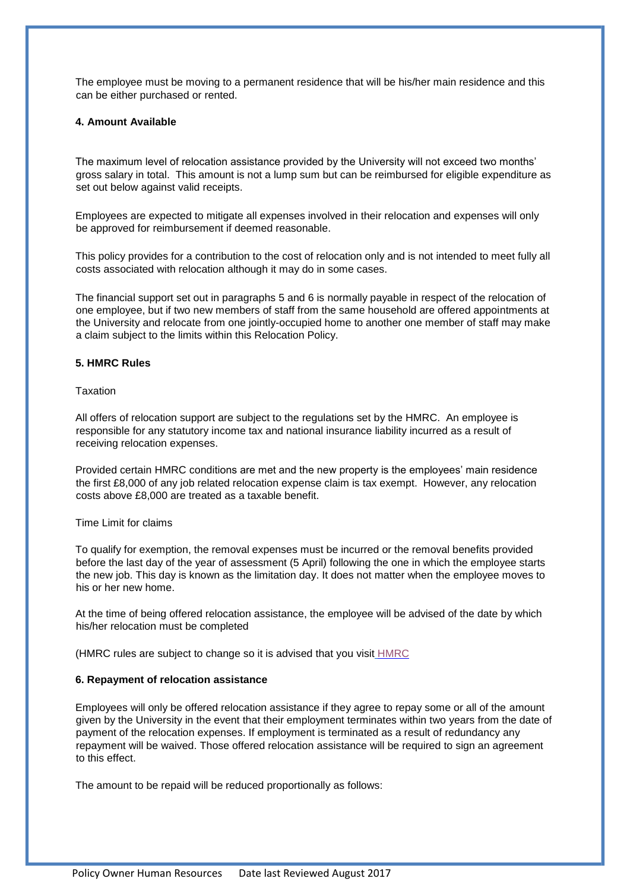The employee must be moving to a permanent residence that will be his/her main residence and this can be either purchased or rented.

#### 4. Amount Available

The maximum level of relocation assistance provided by the University will not exceed two months' gross salary in total. This amount is not a lump sum but can be reimbursed for eligible expenditure as set out below against valid receipts.

Employees are expected to mitigate all expenses involved in their relocation and expenses will only be approved for reimbursement if deemed reasonable.

This policy provides for a contribution to the cost of relocation only and is not intended to meet fully all costs associated with relocation although it may do in some cases.

The financial support set out in paragraphs 5 and 6 is normally payable in respect of the relocation of one employee, but if two new members of staff from the same household are offered appointments at the University and relocate from one jointly-occupied home to another one member of staff may make a claim subject to the limits within this Relocation Policy.

#### 5. HMRC Rules

Taxation

All offers of relocation support are subject to the regulations set by the HMRC. An employee is responsible for any statutory income tax and national insurance liability incurred as a result of receiving relocation expenses.

Provided certain HMRC conditions are met and the new property is the employees' main residence the first £8,000 of any job related relocation expense claim is tax exempt. However, any relocation costs above £8,000 are treated as a taxable benefit.

Time Limit for claims

To qualify for exemption, the removal expenses must be incurred or the removal benefits provided before the last day of the year of assessment (5 April) following the one in which the employee starts the new job. This day is known as the limitation day. It does not matter when the employee moves to his or her new home.

At the time of being offered relocation assistance, the employee will be advised of the date by which his/her relocation must be completed

(HMRC rules are subject to change so it is advised that you visit HMRC

#### 6. Repayment of relocation assistance

Employees will only be offered relocation assistance if they agree to repay some or all of the amount given by the University in the event that their employment terminates within two years from the date of payment of the relocation expenses. If employment is terminated as a result of redundancy any repayment will be waived. Those offered relocation assistance will be required to sign an agreement to this effect.

The amount to be repaid will be reduced proportionally as follows: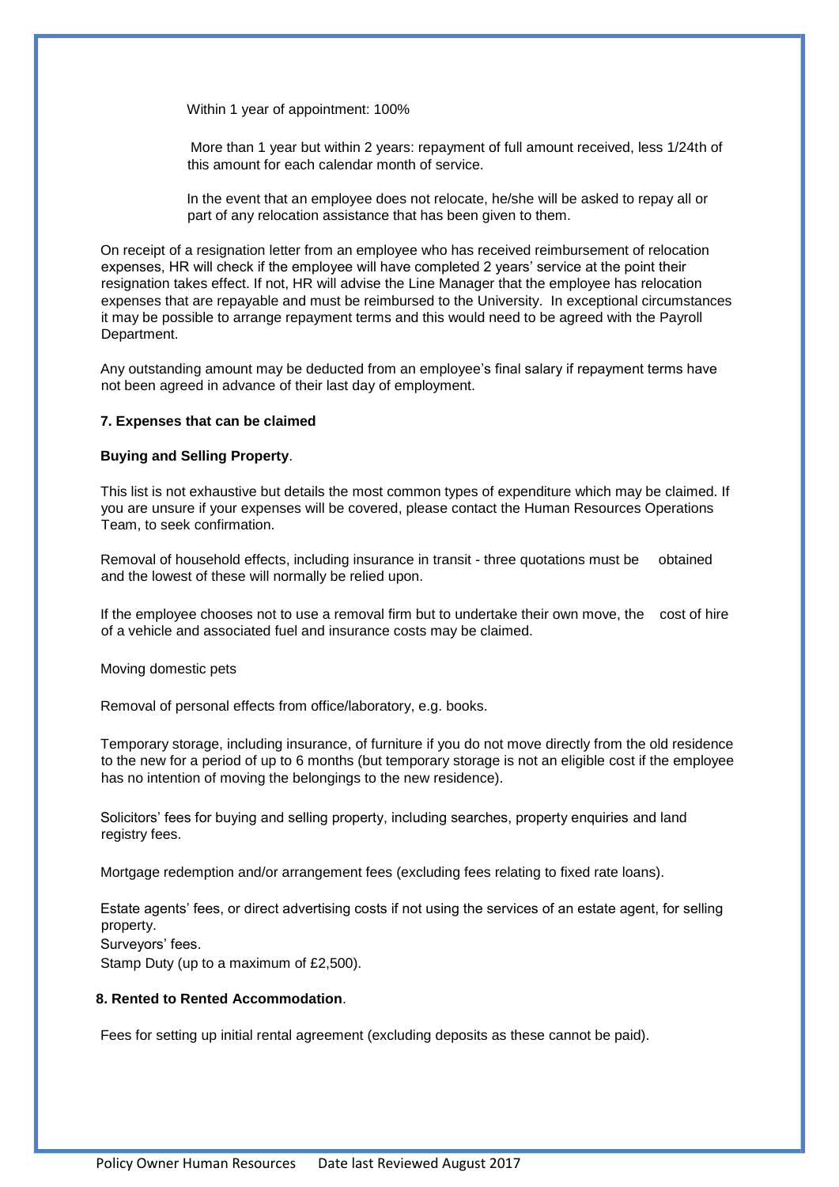Within 1 year of appointment: 100%

More than 1 year but within 2 years: repayment of full amount received, less 1/24th of this amount for each calendar month of service.

In the event that an employee does not relocate, he/she will be asked to repay all or part of any relocation assistance that has been given to them.

On receipt of a resignation letter from an employee who has received reimbursement of relocation expenses, HR will check if the employee will have completed 2 years' service at the point their resignation takes effect. If not, HR will advise the Line Manager that the employee has relocation expenses that are repayable and must be reimbursed to the University. In exceptional circumstances it may be possible to arrange repayment terms and this would need to be agreed with the Payroll Department.

Any outstanding amount may be deducted from an employee's final salary if repayment terms have not been agreed in advance of their last day of employment.

**7. Expenses that can be claimed**

**Buying and Selling Property**.

This list is not exhaustive but details the most common types of expenditure which may be claimed. If you are unsure if your expenses will be covered, please contact the Human Resources Operations Team, to seek confirmation.

Removal of household effects, including insurance in transit - three quotations must be obtained and the lowest of these will normally be relied upon.

If the employee chooses not to use a removal firm but to undertake their own move, the cost of hire of a vehicle and associated fuel and insurance costs may be claimed.

Moving domestic pets

Removal of personal effects from office/laboratory, e.g. books.

Temporary storage, including insurance, of furniture if you do not move directly from the old residence to the new for a period of up to 6 months (but temporary storage is not an eligible cost if the employee has no intention of moving the belongings to the new residence).

Solicitors' fees for buying and selling property, including searches, property enquiries and land registry fees.

Mortgage redemption and/or arrangement fees (excluding fees relating to fixed rate loans).

Estate agents' fees, or direct advertising costs if not using the services of an estate agent, for selling property.
Surveyors' fees.
Stamp Duty (up to a maximum of £2,500).

**8. Rented to Rented Accommodation**.

Fees for setting up initial rental agreement (excluding deposits as these cannot be paid).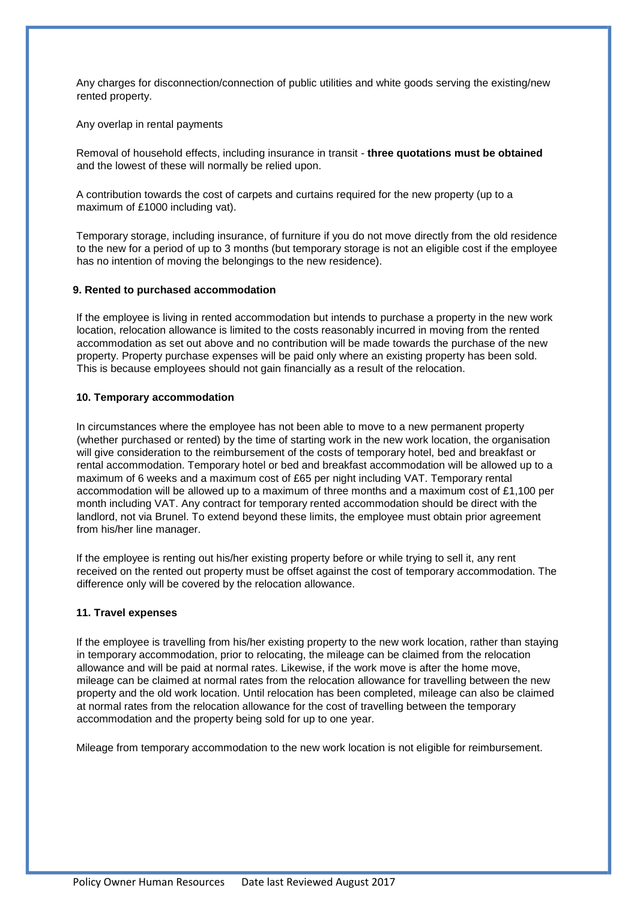Any charges for disconnection/connection of public utilities and white goods serving the existing/new rented property.

Any overlap in rental payments

Removal of household effects, including insurance in transit - **three quotations must be obtained** and the lowest of these will normally be relied upon.

A contribution towards the cost of carpets and curtains required for the new property (up to a maximum of £1000 including vat).

Temporary storage, including insurance, of furniture if you do not move directly from the old residence to the new for a period of up to 3 months (but temporary storage is not an eligible cost if the employee has no intention of moving the belongings to the new residence).

### 9. Rented to purchased accommodation

If the employee is living in rented accommodation but intends to purchase a property in the new work location, relocation allowance is limited to the costs reasonably incurred in moving from the rented accommodation as set out above and no contribution will be made towards the purchase of the new property. Property purchase expenses will be paid only where an existing property has been sold. This is because employees should not gain financially as a result of the relocation.

### 10. Temporary accommodation

In circumstances where the employee has not been able to move to a new permanent property (whether purchased or rented) by the time of starting work in the new work location, the organisation will give consideration to the reimbursement of the costs of temporary hotel, bed and breakfast or rental accommodation. Temporary hotel or bed and breakfast accommodation will be allowed up to a maximum of 6 weeks and a maximum cost of £65 per night including VAT. Temporary rental accommodation will be allowed up to a maximum of three months and a maximum cost of £1,100 per month including VAT. Any contract for temporary rented accommodation should be direct with the landlord, not via Brunel. To extend beyond these limits, the employee must obtain prior agreement from his/her line manager.

If the employee is renting out his/her existing property before or while trying to sell it, any rent received on the rented out property must be offset against the cost of temporary accommodation. The difference only will be covered by the relocation allowance.

### 11. Travel expenses

If the employee is travelling from his/her existing property to the new work location, rather than staying in temporary accommodation, prior to relocating, the mileage can be claimed from the relocation allowance and will be paid at normal rates. Likewise, if the work move is after the home move, mileage can be claimed at normal rates from the relocation allowance for travelling between the new property and the old work location. Until relocation has been completed, mileage can also be claimed at normal rates from the relocation allowance for the cost of travelling between the temporary accommodation and the property being sold for up to one year.

Mileage from temporary accommodation to the new work location is not eligible for reimbursement.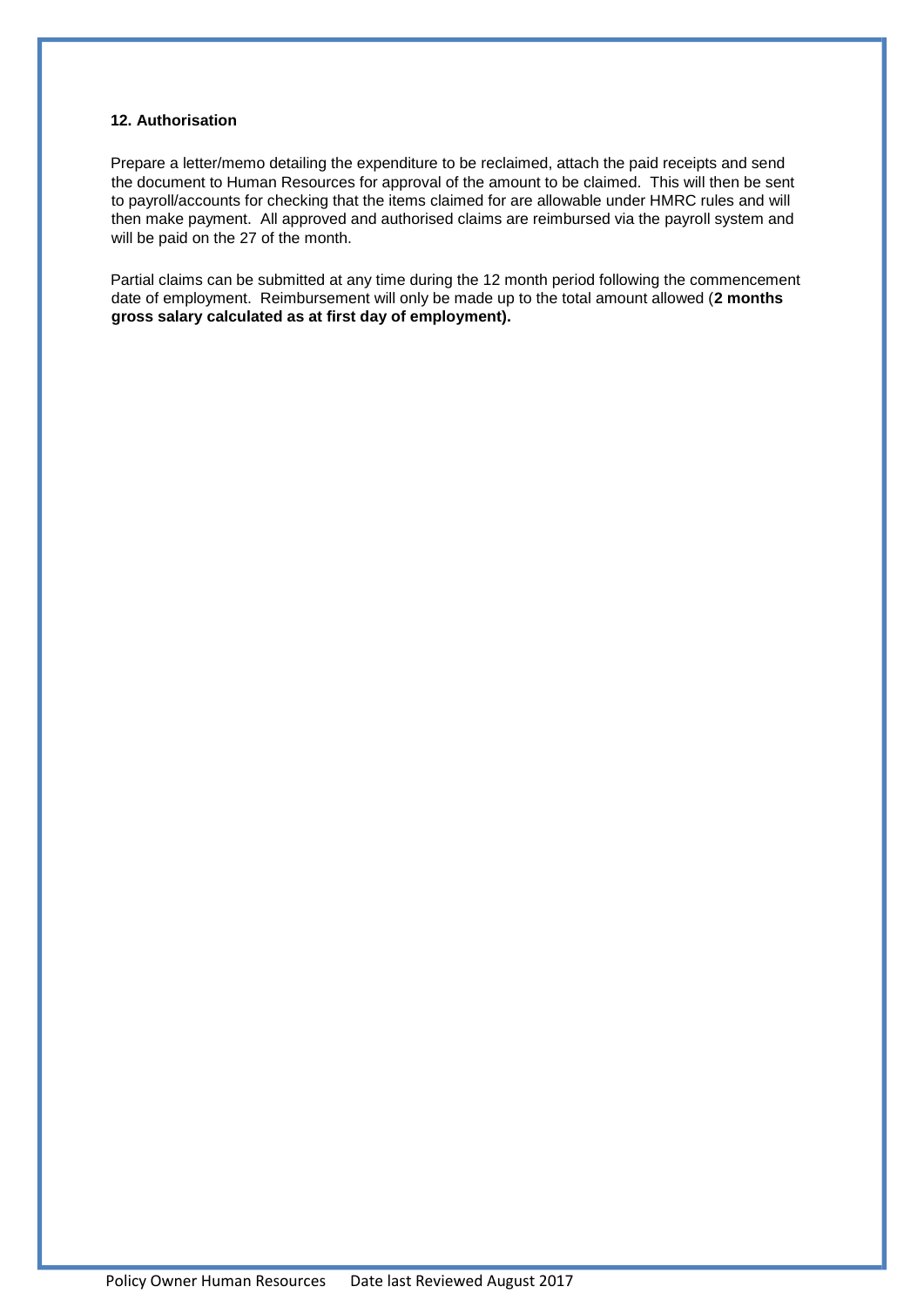**12. Authorisation**

Prepare a letter/memo detailing the expenditure to be reclaimed, attach the paid receipts and send the document to Human Resources for approval of the amount to be claimed. This will then be sent to payroll/accounts for checking that the items claimed for are allowable under HMRC rules and will then make payment. All approved and authorised claims are reimbursed via the payroll system and will be paid on the 27 of the month.

Partial claims can be submitted at any time during the 12 month period following the commencement date of employment. Reimbursement will only be made up to the total amount allowed (**2 months gross salary calculated as at first day of employment).**